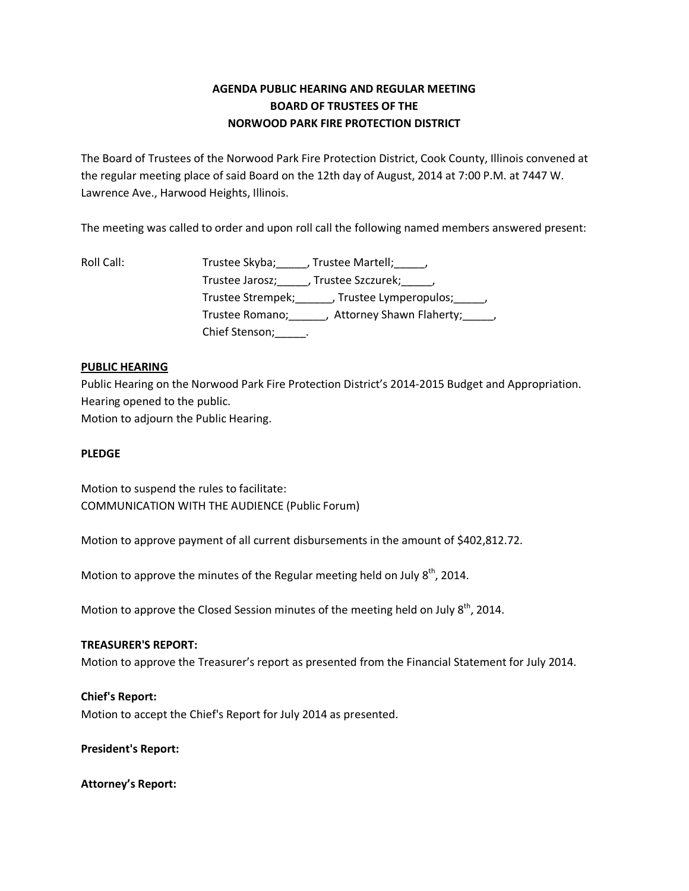# AGENDA PUBLIC HEARING AND REGULAR MEETING
# BOARD OF TRUSTEES OF THE
# NORWOOD PARK FIRE PROTECTION DISTRICT

The Board of Trustees of the Norwood Park Fire Protection District, Cook County, Illinois convened at the regular meeting place of said Board on the 12th day of August, 2014 at 7:00 P.M. at 7447 W. Lawrence Ave., Harwood Heights, Illinois.

The meeting was called to order and upon roll call the following named members answered present:

Roll Call: Trustee Skyba;_____, Trustee Martell;_____,
Trustee Jarosz;_____, Trustee Szczurek;_____,
Trustee Strempek;______, Trustee Lymperopulos;_____,
Trustee Romano;______, Attorney Shawn Flaherty;_____,
Chief Stenson;_____.

**PUBLIC HEARING**

Public Hearing on the Norwood Park Fire Protection District's 2014-2015 Budget and Appropriation.
Hearing opened to the public.
Motion to adjourn the Public Hearing.

**PLEDGE**

Motion to suspend the rules to facilitate:
COMMUNICATION WITH THE AUDIENCE (Public Forum)

Motion to approve payment of all current disbursements in the amount of $402,812.72.

Motion to approve the minutes of the Regular meeting held on July 8th, 2014.

Motion to approve the Closed Session minutes of the meeting held on July 8th, 2014.

**TREASURER'S REPORT:**
Motion to approve the Treasurer's report as presented from the Financial Statement for July 2014.

**Chief's Report:**
Motion to accept the Chief's Report for July 2014 as presented.

**President's Report:**

**Attorney's Report:**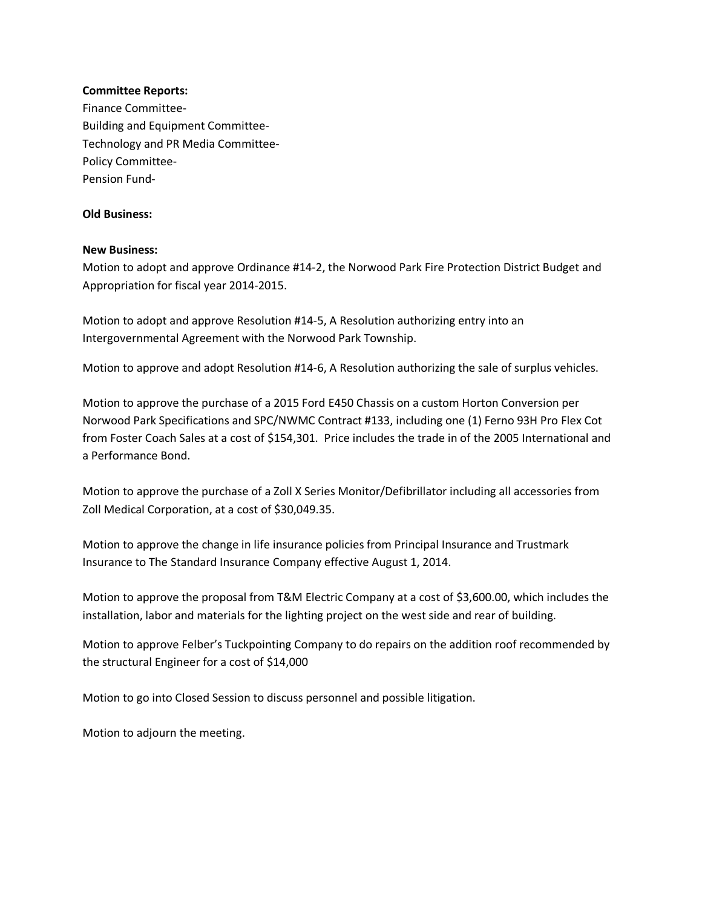**Committee Reports:**

Finance Committee-
Building and Equipment Committee-
Technology and PR Media Committee-
Policy Committee-
Pension Fund-

**Old Business:**

**New Business:**

Motion to adopt and approve Ordinance #14-2, the Norwood Park Fire Protection District Budget and Appropriation for fiscal year 2014-2015.

Motion to adopt and approve Resolution #14-5, A Resolution authorizing entry into an Intergovernmental Agreement with the Norwood Park Township.

Motion to approve and adopt Resolution #14-6, A Resolution authorizing the sale of surplus vehicles.

Motion to approve the purchase of a 2015 Ford E450 Chassis on a custom Horton Conversion per Norwood Park Specifications and SPC/NWMC Contract #133, including one (1) Ferno 93H Pro Flex Cot from Foster Coach Sales at a cost of $154,301. Price includes the trade in of the 2005 International and a Performance Bond.

Motion to approve the purchase of a Zoll X Series Monitor/Defibrillator including all accessories from Zoll Medical Corporation, at a cost of $30,049.35.

Motion to approve the change in life insurance policies from Principal Insurance and Trustmark Insurance to The Standard Insurance Company effective August 1, 2014.

Motion to approve the proposal from T&M Electric Company at a cost of $3,600.00, which includes the installation, labor and materials for the lighting project on the west side and rear of building.

Motion to approve Felber's Tuckpointing Company to do repairs on the addition roof recommended by the structural Engineer for a cost of $14,000

Motion to go into Closed Session to discuss personnel and possible litigation.

Motion to adjourn the meeting.